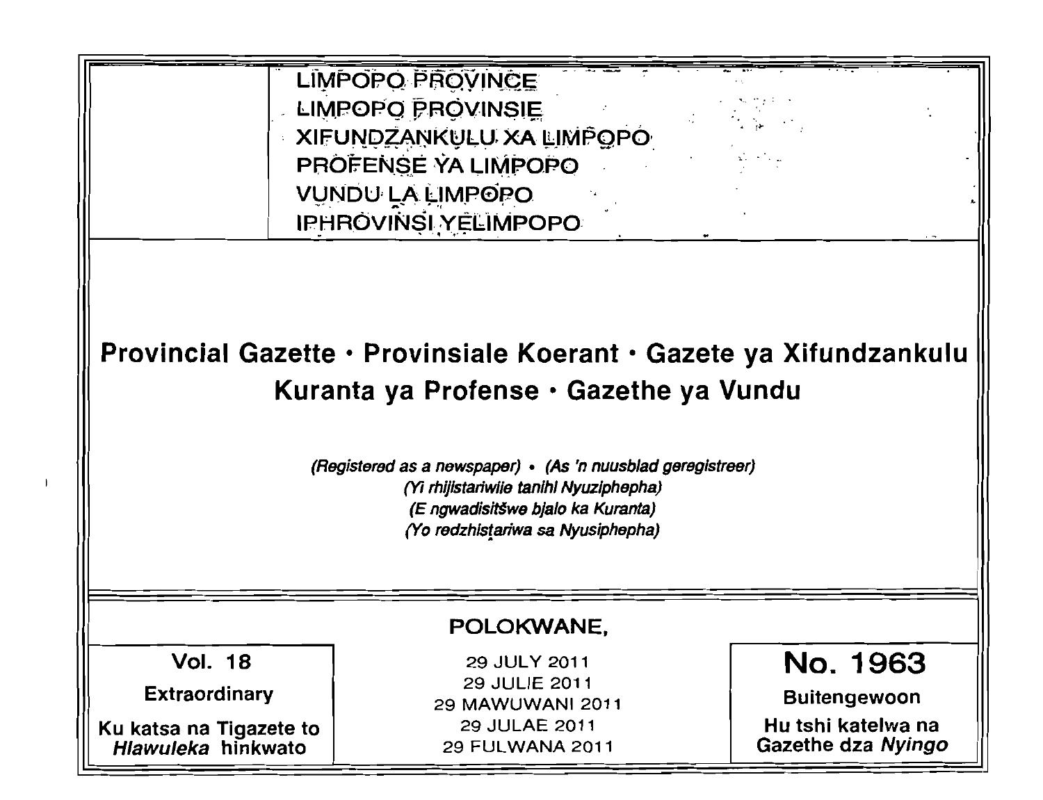LIMPOPO PROVINCE
LIMPOPO PROVINSIE
XIFUNDZANKULU XA LIMPOPO
PROFENSE YA LIMPOPO
VUNDU LA LIMPOPO
IPHROVINSI YELIMPOPO

# Provincial Gazette • Provinsiale Koerant • Gazete ya Xifundzankulu Kuranta ya Profense • Gazethe ya Vundu

*(Registered as a newspaper) • (As 'n nuusblad geregistreer)*
*(Yi rhijistariwile tanihi Nyuziphepha)*
*(E ngwadisitšwe bjalo ka Kuranta)*
*(Yo redzhistariwa sa Nyusiphepha)*

POLOKWANE,

| Vol. 18 | 29 JULY 2011 | No. 1963 |
|---|---|---|
| Extraordinary | 29 JULIE 2011 | Buitengewoon |
| Ku katsa na Tigazete to *Hlawuleka* hinkwato | 29 MAWUWANI 2011 | Hu tshi katelwa na Gazethe dza *Nyingo* |
| | 29 JULAE 2011 | |
| | 29 FULWANA 2011 | |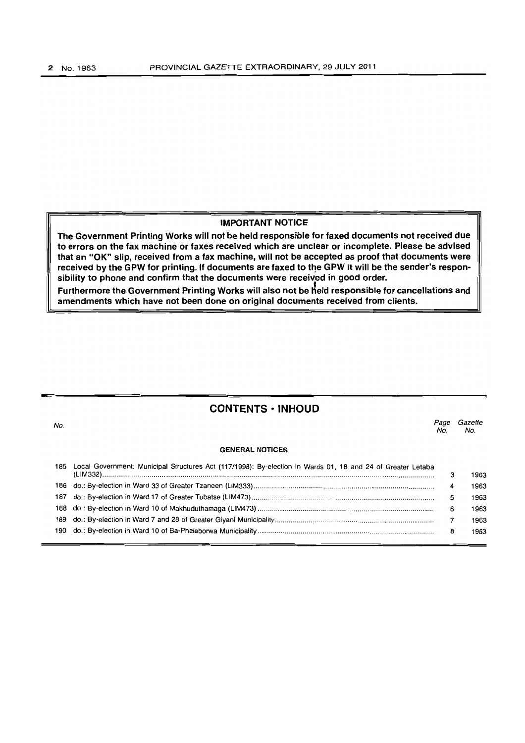**IMPORTANT NOTICE**

**The Government Printing Works will not be held responsible for faxed documents not received due to errors on the fax machine or faxes received which are unclear or incomplete. Please be advised that an "OK" slip, received from a fax machine, will not be accepted as proof that documents were received by the GPW for printing. If documents are faxed to the GPW it will be the sender's responsibility to phone and confirm that the documents were received in good order.**

**Furthermore the Government Printing Works will also not be held responsible for cancellations and amendments which have not been done on original documents received from clients.**

## CONTENTS · INHOUD

| No. | | Page No. | Gazette No. |
|---|---|---|---|
| | **GENERAL NOTICES** | | |
| 185 | Local Government: Municipal Structures Act (117/1998): By-election in Wards 01, 18 and 24 of Greater Letaba (LIM332) | 3 | 1963 |
| 186 | do.: By-election in Ward 33 of Greater Tzaneen (LIM333) | 4 | 1963 |
| 187 | do.: By-election in Ward 17 of Greater Tubatse (LIM473) | 5 | 1963 |
| 188 | do.: By-election in Ward 10 of Makhuduthamaga (LIM473) | 6 | 1963 |
| 189 | do.: By-election in Ward 7 and 28 of Greater Giyani Municipality | 7 | 1963 |
| 190 | do.: By-election in Ward 10 of Ba-Phalaborwa Municipality | 8 | 1963 |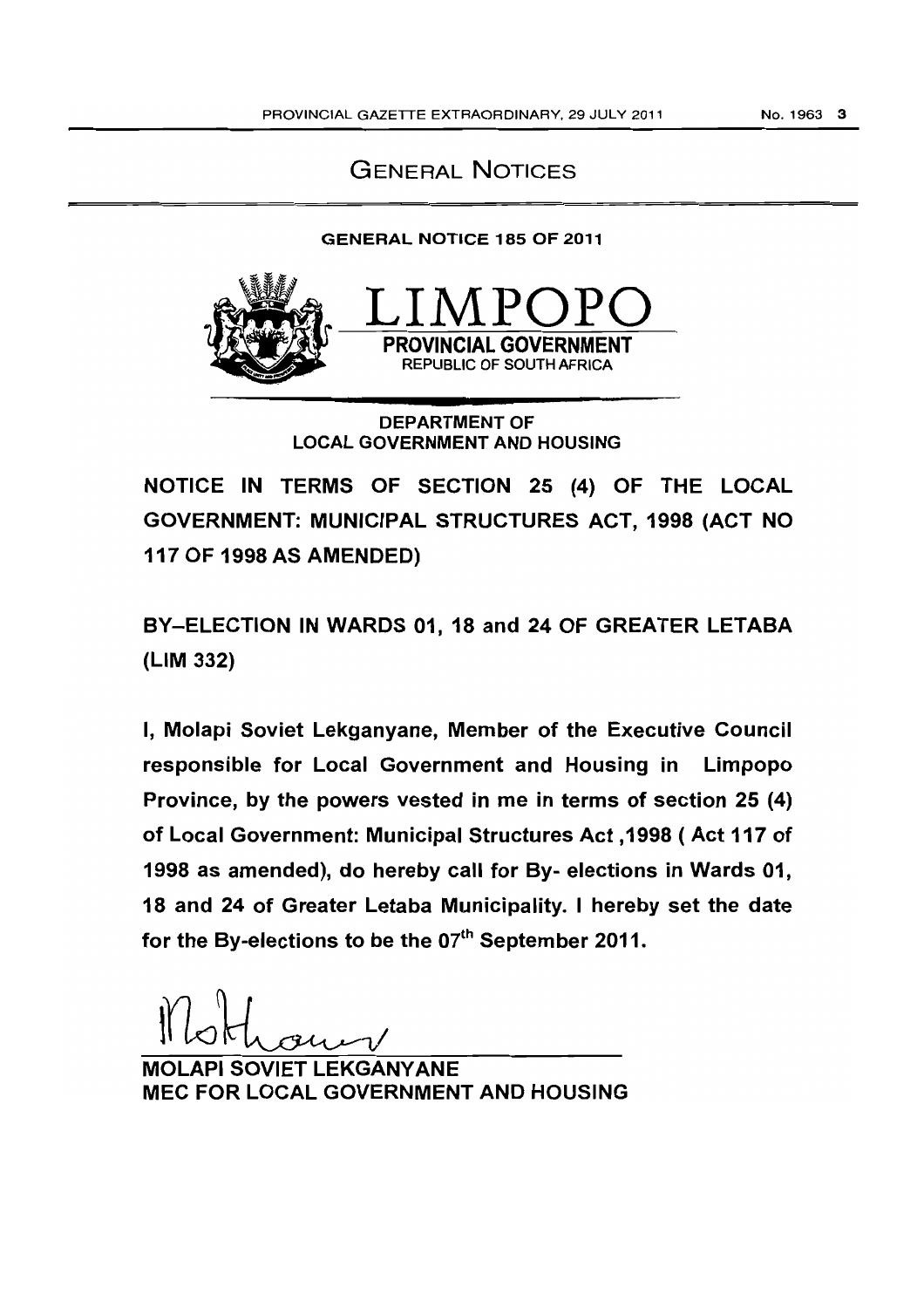# GENERAL NOTICES

## GENERAL NOTICE 185 OF 2011

**LIMPOPO**
**PROVINCIAL GOVERNMENT**
REPUBLIC OF SOUTH AFRICA

**DEPARTMENT OF LOCAL GOVERNMENT AND HOUSING**

**NOTICE IN TERMS OF SECTION 25 (4) OF THE LOCAL GOVERNMENT: MUNICIPAL STRUCTURES ACT, 1998 (ACT NO 117 OF 1998 AS AMENDED)**

**BY–ELECTION IN WARDS 01, 18 and 24 OF GREATER LETABA (LIM 332)**

**I, Molapi Soviet Lekganyane, Member of the Executive Council responsible for Local Government and Housing in Limpopo Province, by the powers vested in me in terms of section 25 (4) of Local Government: Municipal Structures Act ,1998 ( Act 117 of 1998 as amended), do hereby call for By- elections in Wards 01, 18 and 24 of Greater Letaba Municipality. I hereby set the date for the By-elections to be the 07th September 2011.**

**MOLAPI SOVIET LEKGANYANE**
**MEC FOR LOCAL GOVERNMENT AND HOUSING**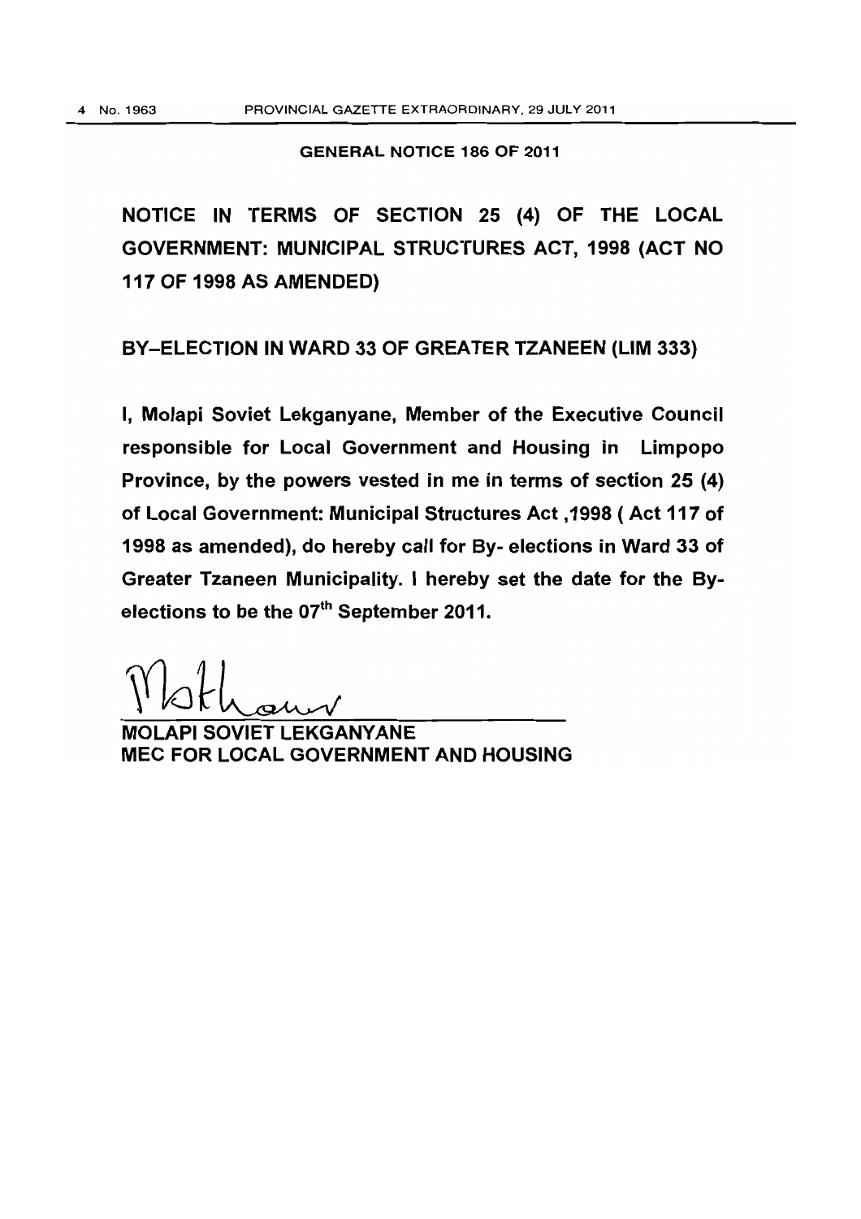**GENERAL NOTICE 186 OF 2011**

## NOTICE IN TERMS OF SECTION 25 (4) OF THE LOCAL GOVERNMENT: MUNICIPAL STRUCTURES ACT, 1998 (ACT NO 117 OF 1998 AS AMENDED)

## BY–ELECTION IN WARD 33 OF GREATER TZANEEN (LIM 333)

**I, Molapi Soviet Lekganyane, Member of the Executive Council responsible for Local Government and Housing in Limpopo Province, by the powers vested in me in terms of section 25 (4) of Local Government: Municipal Structures Act ,1998 ( Act 117 of 1998 as amended), do hereby call for By- elections in Ward 33 of Greater Tzaneen Municipality. I hereby set the date for the By-elections to be the 07th September 2011.**

**MOLAPI SOVIET LEKGANYANE**
**MEC FOR LOCAL GOVERNMENT AND HOUSING**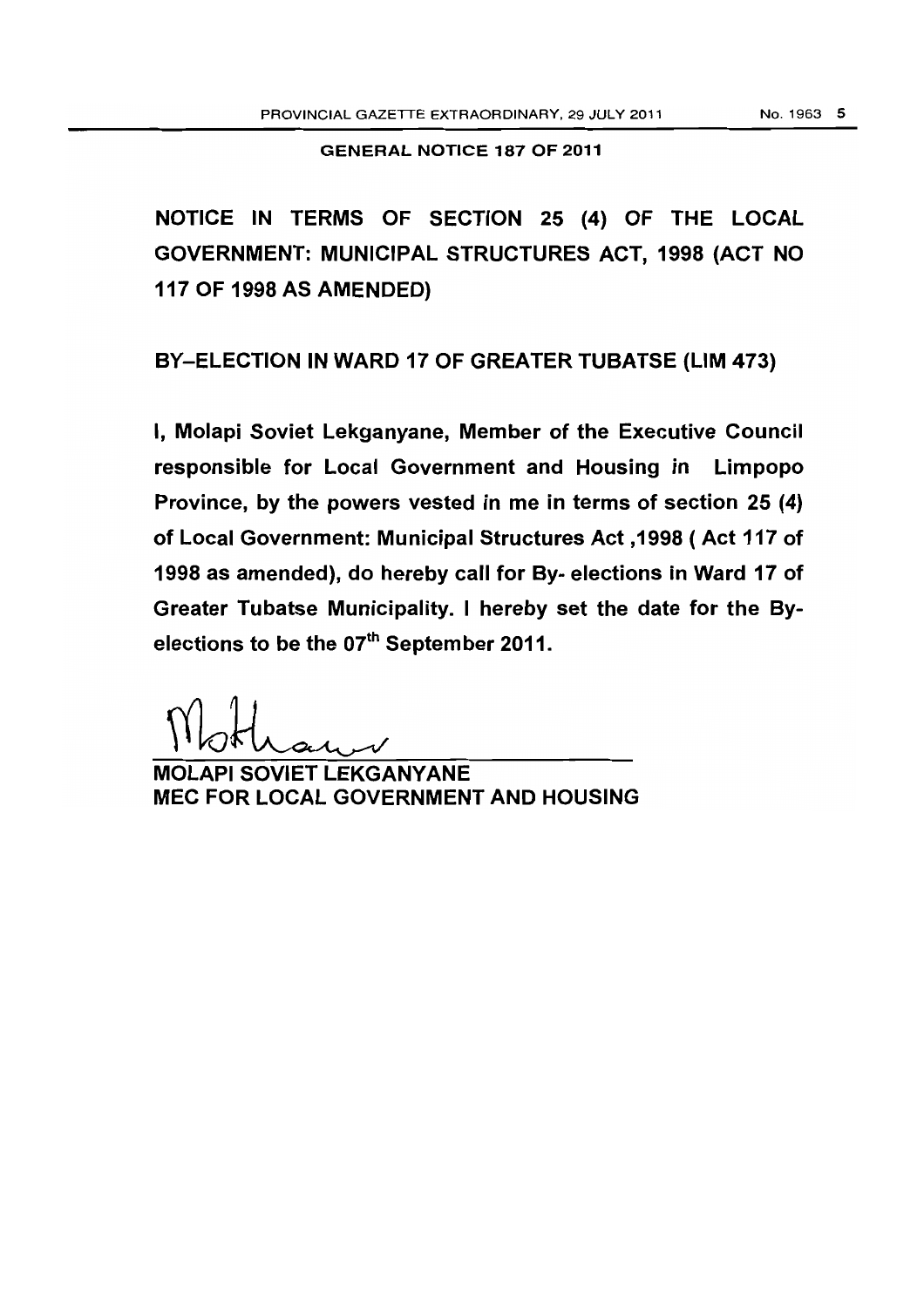## GENERAL NOTICE 187 OF 2011

# NOTICE IN TERMS OF SECTION 25 (4) OF THE LOCAL GOVERNMENT: MUNICIPAL STRUCTURES ACT, 1998 (ACT NO 117 OF 1998 AS AMENDED)

## BY–ELECTION IN WARD 17 OF GREATER TUBATSE (LIM 473)

**I, Molapi Soviet Lekganyane, Member of the Executive Council responsible for Local Government and Housing in Limpopo Province, by the powers vested in me in terms of section 25 (4) of Local Government: Municipal Structures Act ,1998 ( Act 117 of 1998 as amended), do hereby call for By- elections in Ward 17 of Greater Tubatse Municipality. I hereby set the date for the By-elections to be the 07th September 2011.**

**MOLAPI SOVIET LEKGANYANE**
**MEC FOR LOCAL GOVERNMENT AND HOUSING**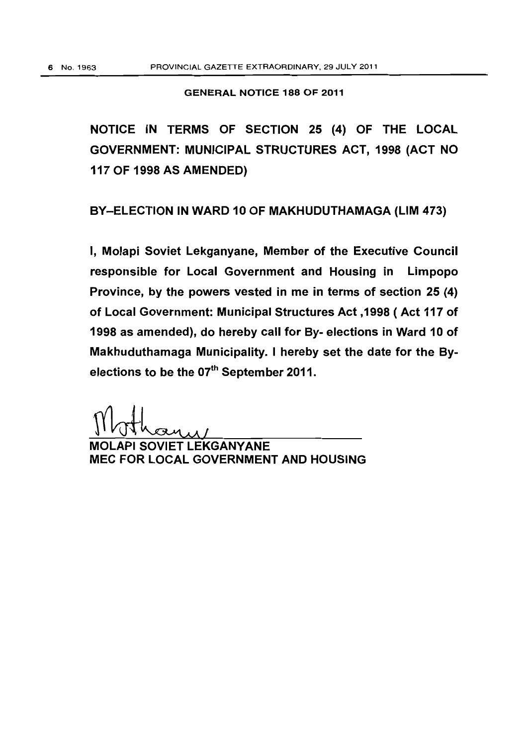**GENERAL NOTICE 188 OF 2011**

## NOTICE IN TERMS OF SECTION 25 (4) OF THE LOCAL GOVERNMENT: MUNICIPAL STRUCTURES ACT, 1998 (ACT NO 117 OF 1998 AS AMENDED)

## BY-ELECTION IN WARD 10 OF MAKHUDUTHAMAGA (LIM 473)

**I, Molapi Soviet Lekganyane, Member of the Executive Council responsible for Local Government and Housing in Limpopo Province, by the powers vested in me in terms of section 25 (4) of Local Government: Municipal Structures Act ,1998 ( Act 117 of 1998 as amended), do hereby call for By- elections in Ward 10 of Makhuduthamaga Municipality. I hereby set the date for the By-elections to be the 07th September 2011.**

**MOLAPI SOVIET LEKGANYANE**
**MEC FOR LOCAL GOVERNMENT AND HOUSING**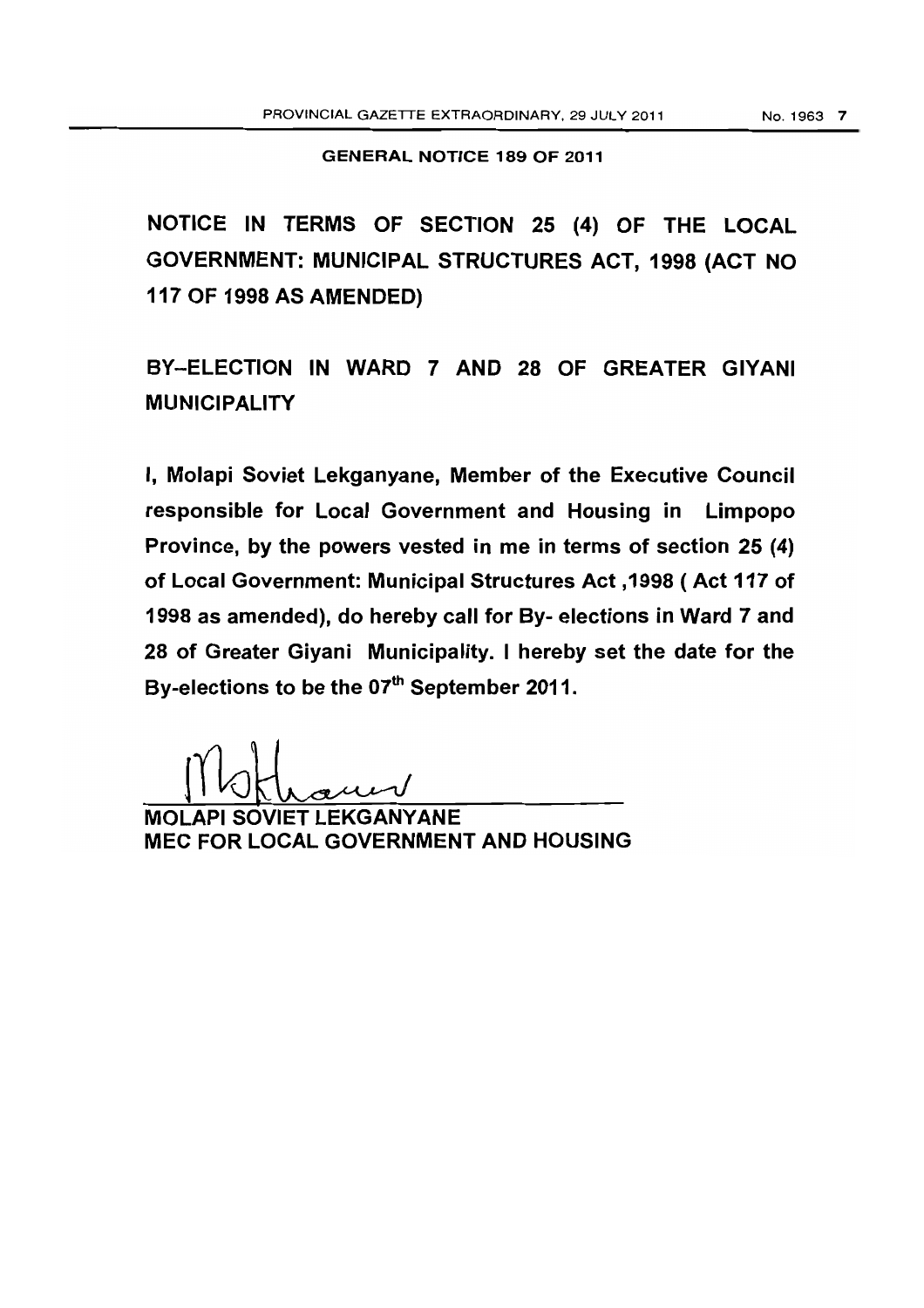**GENERAL NOTICE 189 OF 2011**

## NOTICE IN TERMS OF SECTION 25 (4) OF THE LOCAL GOVERNMENT: MUNICIPAL STRUCTURES ACT, 1998 (ACT NO 117 OF 1998 AS AMENDED)

## BY–ELECTION IN WARD 7 AND 28 OF GREATER GIYANI MUNICIPALITY

**I, Molapi Soviet Lekganyane, Member of the Executive Council responsible for Local Government and Housing in Limpopo Province, by the powers vested in me in terms of section 25 (4) of Local Government: Municipal Structures Act ,1998 ( Act 117 of 1998 as amended), do hereby call for By- elections in Ward 7 and 28 of Greater Giyani Municipality. I hereby set the date for the By-elections to be the 07th September 2011.**

**MOLAPI SOVIET LEKGANYANE**
**MEC FOR LOCAL GOVERNMENT AND HOUSING**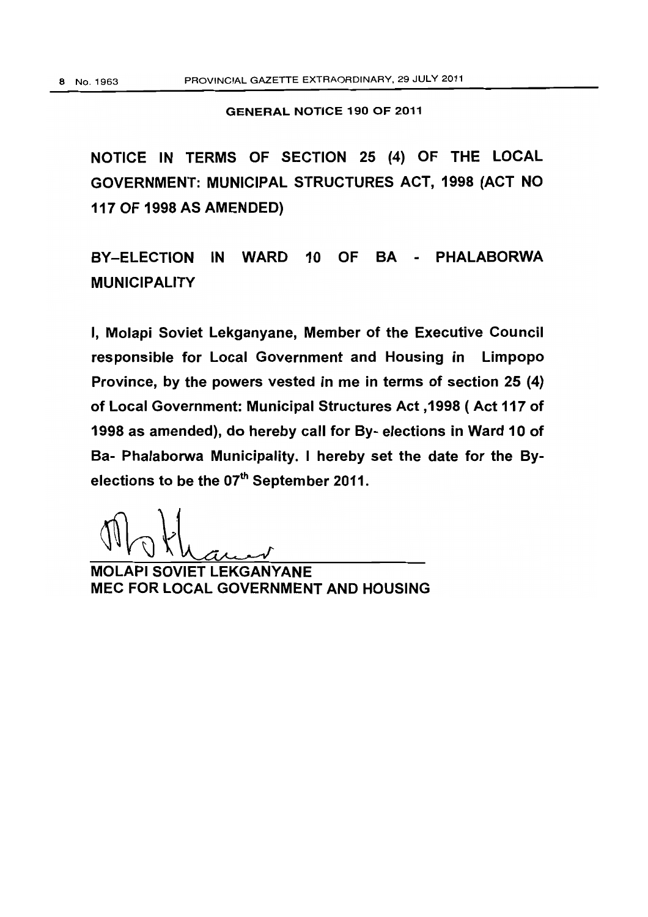## GENERAL NOTICE 190 OF 2011

# NOTICE IN TERMS OF SECTION 25 (4) OF THE LOCAL GOVERNMENT: MUNICIPAL STRUCTURES ACT, 1998 (ACT NO 117 OF 1998 AS AMENDED)

# BY–ELECTION IN WARD 10 OF BA - PHALABORWA MUNICIPALITY

**I, Molapi Soviet Lekganyane, Member of the Executive Council responsible for Local Government and Housing in Limpopo Province, by the powers vested in me in terms of section 25 (4) of Local Government: Municipal Structures Act ,1998 ( Act 117 of 1998 as amended), do hereby call for By- elections in Ward 10 of Ba- Phalaborwa Municipality. I hereby set the date for the By-elections to be the 07th September 2011.**

**MOLAPI SOVIET LEKGANYANE**
**MEC FOR LOCAL GOVERNMENT AND HOUSING**